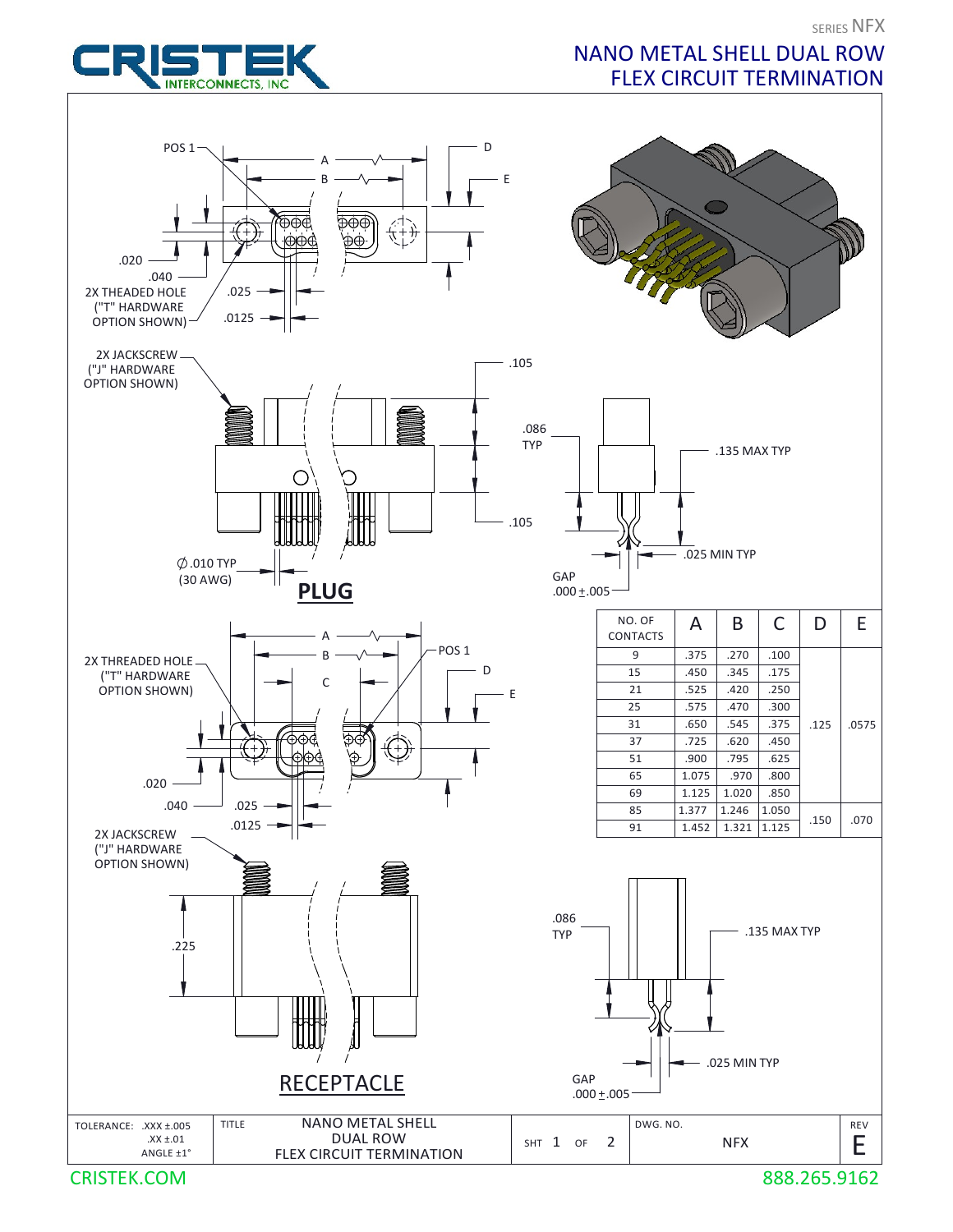SERIES NFX

# NANO METAL SHELL DUAL ROW FLEX CIRCUIT TERMINATION

CRISTEK INTERCONNECTS, INC

## PLUG

POS 1

A

B

D

E

.020

.040

2X THEADED HOLE ("T" HARDWARE OPTION SHOWN)

.025

.0125

2X JACKSCREW ("J" HARDWARE OPTION SHOWN)

.105

.086 TYP

.105

.135 MAX TYP

∅.010 TYP (30 AWG)

.025 MIN TYP

GAP .000±.005

## RECEPTACLE

A

B

C

POS 1

D

E

2X THREADED HOLE ("T" HARDWARE OPTION SHOWN)

.020

.040

.025

.0125

2X JACKSCREW ("J" HARDWARE OPTION SHOWN)

.225

.086 TYP

.135 MAX TYP

.025 MIN TYP

GAP .000±.005

| NO. OF CONTACTS | A | B | C | D | E |
|---|---|---|---|---|---|
| 9 | .375 | .270 | .100 | .125 | .0575 |
| 15 | .450 | .345 | .175 | | |
| 21 | .525 | .420 | .250 | | |
| 25 | .575 | .470 | .300 | | |
| 31 | .650 | .545 | .375 | | |
| 37 | .725 | .620 | .450 | | |
| 51 | .900 | .795 | .625 | | |
| 65 | 1.075 | .970 | .800 | | |
| 69 | 1.125 | 1.020 | .850 | | |
| 85 | 1.377 | 1.246 | 1.050 | .150 | .070 |
| 91 | 1.452 | 1.321 | 1.125 | | |

| TOLERANCE: .XXX ±.005 .XX ±.01 ANGLE ±1° | TITLE NANO METAL SHELL DUAL ROW FLEX CIRCUIT TERMINATION | SHT 1 OF 2 | DWG. NO. NFX | REV E |
|---|---|---|---|---|

CRISTEK.COM 888.265.9162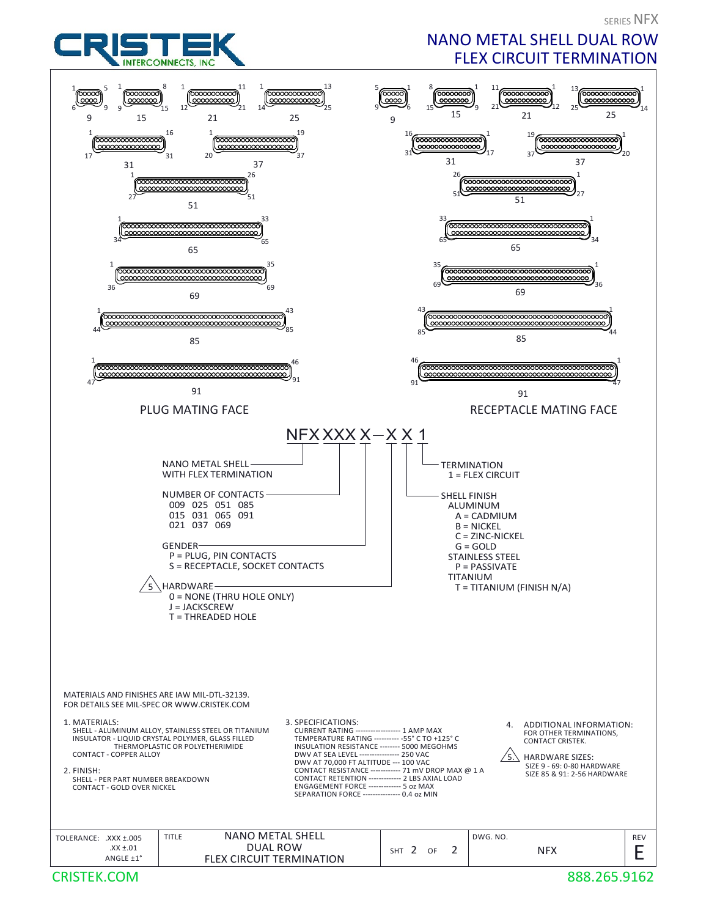SERIES NFX

# NANO METAL SHELL DUAL ROW FLEX CIRCUIT TERMINATION

PLUG MATING FACE

9 15 21 25 31 37 51 65 69 85 91

RECEPTACLE MATING FACE

9 15 21 25 31 37 51 65 69 85 91

## NFX XXX X – X X 1

NANO METAL SHELL WITH FLEX TERMINATION

NUMBER OF CONTACTS
- 009 025 051 085
- 015 031 065 091
- 021 037 069

GENDER
- P = PLUG, PIN CONTACTS
- S = RECEPTACLE, SOCKET CONTACTS

⚠5 HARDWARE
- 0 = NONE (THRU HOLE ONLY)
- J = JACKSCREW
- T = THREADED HOLE

TERMINATION
- 1 = FLEX CIRCUIT

SHELL FINISH
- ALUMINUM
  - A = CADMIUM
  - B = NICKEL
  - C = ZINC-NICKEL
  - G = GOLD
- STAINLESS STEEL
  - P = PASSIVATE
- TITANIUM
  - T = TITANIUM (FINISH N/A)

MATERIALS AND FINISHES ARE IAW MIL-DTL-32139.
FOR DETAILS SEE MIL-SPEC OR WWW.CRISTEK.COM

1. MATERIALS:
   - SHELL - ALUMINUM ALLOY, STAINLESS STEEL OR TITANIUM
   - INSULATOR - LIQUID CRYSTAL POLYMER, GLASS FILLED THERMOPLASTIC OR POLYETHERIMIDE
   - CONTACT - COPPER ALLOY
2. FINISH:
   - SHELL - PER PART NUMBER BREAKDOWN
   - CONTACT - GOLD OVER NICKEL
3. SPECIFICATIONS:
   - CURRENT RATING ------------------ 1 AMP MAX
   - TEMPERATURE RATING ---------- -55° C TO +125° C
   - INSULATION RESISTANCE -------- 5000 MEGOHMS
   - DWV AT SEA LEVEL ---------------- 250 VAC
   - DWV AT 70,000 FT ALTITUDE --- 100 VAC
   - CONTACT RESISTANCE ------------ 71 mV DROP MAX @ 1 A
   - CONTACT RETENTION ------------- 2 LBS AXIAL LOAD
   - ENGAGEMENT FORCE ------------- 5 oz MAX
   - SEPARATION FORCE --------------- 0.4 oz MIN
4. ADDITIONAL INFORMATION:
   FOR OTHER TERMINATIONS, CONTACT CRISTEK.

⚠5. HARDWARE SIZES:
SIZE 9 - 69: 0-80 HARDWARE
SIZE 85 & 91: 2-56 HARDWARE

| TOLERANCE: .XXX ±.005 .XX ±.01 ANGLE ±1° | TITLE: NANO METAL SHELL DUAL ROW FLEX CIRCUIT TERMINATION | SHT 2 OF 2 | DWG. NO. NFX | REV E |
|---|---|---|---|---|

CRISTEK.COM 888.265.9162